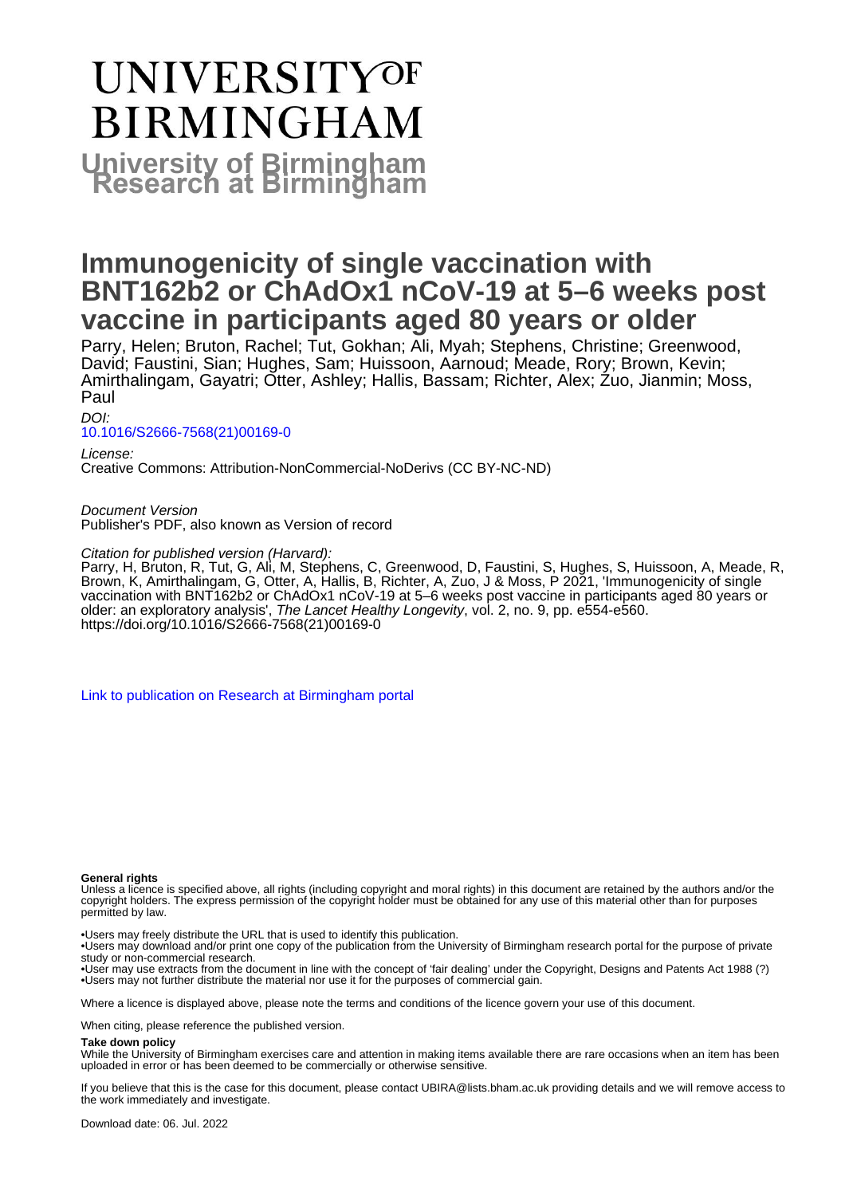# UNIVERSITY OF BIRMINGHAM

**University of Birmingham Research at Birmingham**

# Immunogenicity of single vaccination with BNT162b2 or ChAdOx1 nCoV-19 at 5–6 weeks post vaccine in participants aged 80 years or older

Parry, Helen; Bruton, Rachel; Tut, Gokhan; Ali, Myah; Stephens, Christine; Greenwood, David; Faustini, Sian; Hughes, Sam; Huissoon, Aarnoud; Meade, Rory; Brown, Kevin; Amirthalingam, Gayatri; Otter, Ashley; Hallis, Bassam; Richter, Alex; Zuo, Jianmin; Moss, Paul

*DOI:*
[10.1016/S2666-7568(21)00169-0](https://doi.org/10.1016/S2666-7568(21)00169-0)

*License:*
Creative Commons: Attribution-NonCommercial-NoDerivs (CC BY-NC-ND)

*Document Version*
Publisher's PDF, also known as Version of record

*Citation for published version (Harvard):*
Parry, H, Bruton, R, Tut, G, Ali, M, Stephens, C, Greenwood, D, Faustini, S, Hughes, S, Huissoon, A, Meade, R, Brown, K, Amirthalingam, G, Otter, A, Hallis, B, Richter, A, Zuo, J & Moss, P 2021, 'Immunogenicity of single vaccination with BNT162b2 or ChAdOx1 nCoV-19 at 5–6 weeks post vaccine in participants aged 80 years or older: an exploratory analysis', *The Lancet Healthy Longevity*, vol. 2, no. 9, pp. e554-e560. https://doi.org/10.1016/S2666-7568(21)00169-0

[Link to publication on Research at Birmingham portal]

**General rights**

Unless a licence is specified above, all rights (including copyright and moral rights) in this document are retained by the authors and/or the copyright holders. The express permission of the copyright holder must be obtained for any use of this material other than for purposes permitted by law.

•Users may freely distribute the URL that is used to identify this publication.
•Users may download and/or print one copy of the publication from the University of Birmingham research portal for the purpose of private study or non-commercial research.
•User may use extracts from the document in line with the concept of 'fair dealing' under the Copyright, Designs and Patents Act 1988 (?)
•Users may not further distribute the material nor use it for the purposes of commercial gain.

Where a licence is displayed above, please note the terms and conditions of the licence govern your use of this document.

When citing, please reference the published version.

**Take down policy**

While the University of Birmingham exercises care and attention in making items available there are rare occasions when an item has been uploaded in error or has been deemed to be commercially or otherwise sensitive.

If you believe that this is the case for this document, please contact UBIRA@lists.bham.ac.uk providing details and we will remove access to the work immediately and investigate.

Download date: 06. Jul. 2022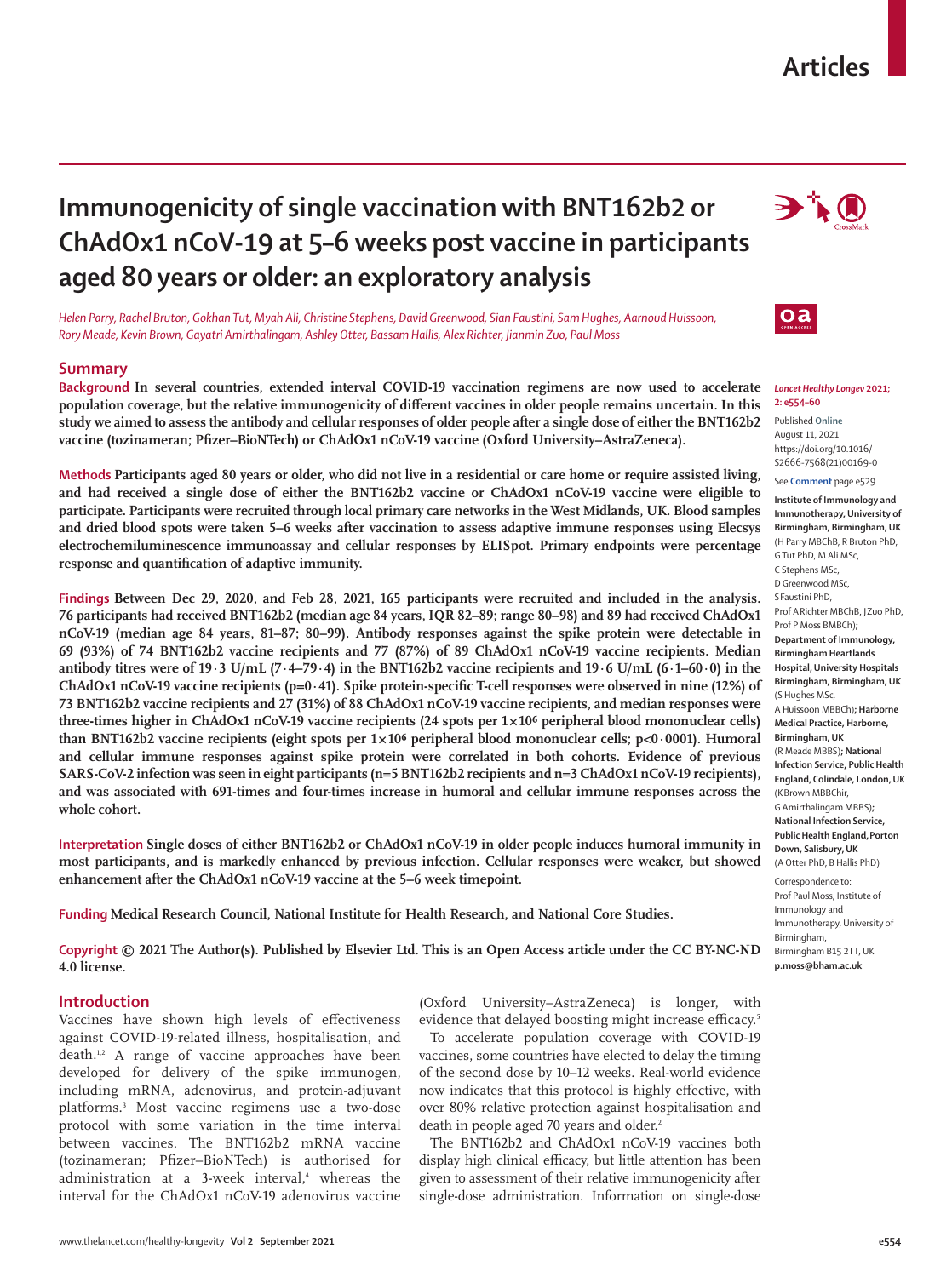# Immunogenicity of single vaccination with BNT162b2 or ChAdOx1 nCoV-19 at 5–6 weeks post vaccine in participants aged 80 years or older: an exploratory analysis

*Helen Parry, Rachel Bruton, Gokhan Tut, Myah Ali, Christine Stephens, David Greenwood, Sian Faustini, Sam Hughes, Aarnoud Huissoon, Rory Meade, Kevin Brown, Gayatri Amirthalingam, Ashley Otter, Bassam Hallis, Alex Richter, Jianmin Zuo, Paul Moss*

## Summary

**Background** In several countries, extended interval COVID-19 vaccination regimens are now used to accelerate population coverage, but the relative immunogenicity of different vaccines in older people remains uncertain. In this study we aimed to assess the antibody and cellular responses of older people after a single dose of either the BNT162b2 vaccine (tozinameran; Pfizer–BioNTech) or ChAdOx1 nCoV-19 vaccine (Oxford University–AstraZeneca).

**Methods** Participants aged 80 years or older, who did not live in a residential or care home or require assisted living, and had received a single dose of either the BNT162b2 vaccine or ChAdOx1 nCoV-19 vaccine were eligible to participate. Participants were recruited through local primary care networks in the West Midlands, UK. Blood samples and dried blood spots were taken 5–6 weeks after vaccination to assess adaptive immune responses using Elecsys electrochemiluminescence immunoassay and cellular responses by ELISpot. Primary endpoints were percentage response and quantification of adaptive immunity.

**Findings** Between Dec 29, 2020, and Feb 28, 2021, 165 participants were recruited and included in the analysis. 76 participants had received BNT162b2 (median age 84 years, IQR 82–89; range 80–98) and 89 had received ChAdOx1 nCoV-19 (median age 84 years, 81–87; 80–99). Antibody responses against the spike protein were detectable in 69 (93%) of 74 BNT162b2 vaccine recipients and 77 (87%) of 89 ChAdOx1 nCoV-19 vaccine recipients. Median antibody titres were of 19·3 U/mL (7·4–79·4) in the BNT162b2 vaccine recipients and 19·6 U/mL (6·1–60·0) in the ChAdOx1 nCoV-19 vaccine recipients ($p=0·41$). Spike protein-specific T-cell responses were observed in nine (12%) of 73 BNT162b2 vaccine recipients and 27 (31%) of 88 ChAdOx1 nCoV-19 vaccine recipients, and median responses were three-times higher in ChAdOx1 nCoV-19 vaccine recipients (24 spots per $1 \times 10^6$ peripheral blood mononuclear cells) than BNT162b2 vaccine recipients (eight spots per $1 \times 10^6$ peripheral blood mononuclear cells; $p<0·0001$). Humoral and cellular immune responses against spike protein were correlated in both cohorts. Evidence of previous SARS-CoV-2 infection was seen in eight participants (n=5 BNT162b2 recipients and n=3 ChAdOx1 nCoV-19 recipients), and was associated with 691-times and four-times increase in humoral and cellular immune responses across the whole cohort.

**Interpretation** Single doses of either BNT162b2 or ChAdOx1 nCoV-19 in older people induces humoral immunity in most participants, and is markedly enhanced by previous infection. Cellular responses were weaker, but showed enhancement after the ChAdOx1 nCoV-19 vaccine at the 5–6 week timepoint.

**Funding** Medical Research Council, National Institute for Health Research, and National Core Studies.

**Copyright** © 2021 The Author(s). Published by Elsevier Ltd. This is an Open Access article under the CC BY-NC-ND 4.0 license.

*Lancet Healthy Longev* 2021; 2: e554–60

Published Online August 11, 2021 https://doi.org/10.1016/S2666-7568(21)00169-0

See **Comment** page e529

**Institute of Immunology and Immunotherapy, University of Birmingham, Birmingham, UK** (H Parry MBChB, R Bruton PhD, G Tut PhD, M Ali MSc, C Stephens MSc, D Greenwood MSc, S Faustini PhD, Prof A Richter MBChB, J Zuo PhD, Prof P Moss BMBCh)**; Department of Immunology, Birmingham Heartlands Hospital, University Hospitals Birmingham, Birmingham, UK** (S Hughes MSc, A Huissoon MBBCh)**; Harborne Medical Practice, Harborne, Birmingham, UK** (R Meade MBBS)**; National Infection Service, Public Health England, Colindale, London, UK** (K Brown MBBChir, G Amirthalingam MBBS)**; National Infection Service, Public Health England, Porton Down, Salisbury, UK** (A Otter PhD, B Hallis PhD)

Correspondence to: Prof Paul Moss, Institute of Immunology and Immunotherapy, University of Birmingham, Birmingham B15 2TT, UK **p.moss@bham.ac.uk**

## Introduction

Vaccines have shown high levels of effectiveness against COVID-19-related illness, hospitalisation, and death.[1,2] A range of vaccine approaches have been developed for delivery of the spike immunogen, including mRNA, adenovirus, and protein-adjuvant platforms.[3] Most vaccine regimens use a two-dose protocol with some variation in the time interval between vaccines. The BNT162b2 mRNA vaccine (tozinameran; Pfizer–BioNTech) is authorised for administration at a 3-week interval,[4] whereas the interval for the ChAdOx1 nCoV-19 adenovirus vaccine (Oxford University–AstraZeneca) is longer, with evidence that delayed boosting might increase efficacy.[5]

To accelerate population coverage with COVID-19 vaccines, some countries have elected to delay the timing of the second dose by 10–12 weeks. Real-world evidence now indicates that this protocol is highly effective, with over 80% relative protection against hospitalisation and death in people aged 70 years and older.[2]

The BNT162b2 and ChAdOx1 nCoV-19 vaccines both display high clinical efficacy, but little attention has been given to assessment of their relative immunogenicity after single-dose administration. Information on single-dose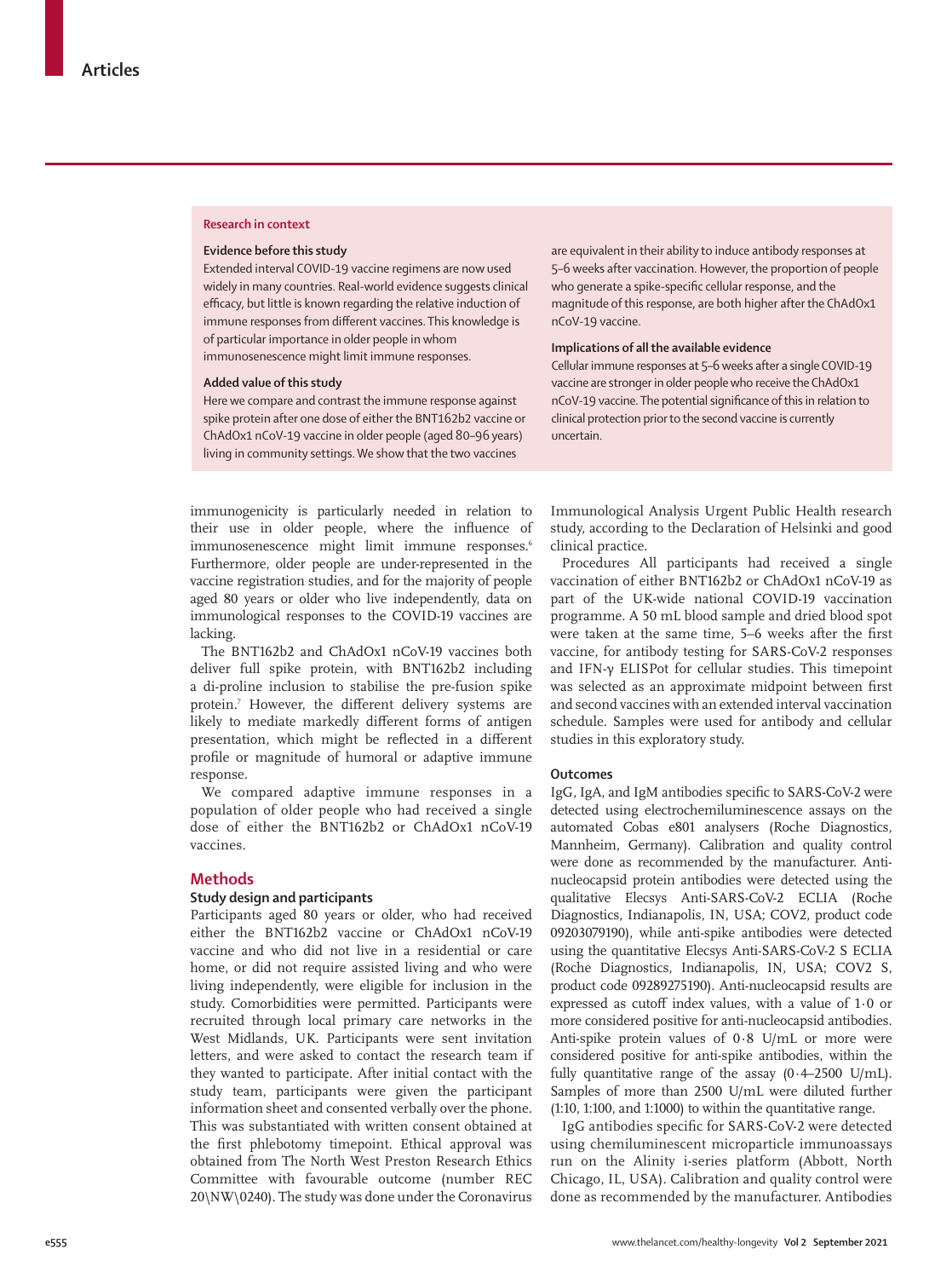## Research in context

### Evidence before this study

Extended interval COVID-19 vaccine regimens are now used widely in many countries. Real-world evidence suggests clinical efficacy, but little is known regarding the relative induction of immune responses from different vaccines. This knowledge is of particular importance in older people in whom immunosenescence might limit immune responses.

### Added value of this study

Here we compare and contrast the immune response against spike protein after one dose of either the BNT162b2 vaccine or ChAdOx1 nCoV-19 vaccine in older people (aged 80–96 years) living in community settings. We show that the two vaccines are equivalent in their ability to induce antibody responses at 5–6 weeks after vaccination. However, the proportion of people who generate a spike-specific cellular response, and the magnitude of this response, are both higher after the ChAdOx1 nCoV-19 vaccine.

### Implications of all the available evidence

Cellular immune responses at 5–6 weeks after a single COVID-19 vaccine are stronger in older people who receive the ChAdOx1 nCoV-19 vaccine. The potential significance of this in relation to clinical protection prior to the second vaccine is currently uncertain.

immunogenicity is particularly needed in relation to their use in older people, where the influence of immunosenescence might limit immune responses.[6] Furthermore, older people are under-represented in the vaccine registration studies, and for the majority of people aged 80 years or older who live independently, data on immunological responses to the COVID-19 vaccines are lacking.

The BNT162b2 and ChAdOx1 nCoV-19 vaccines both deliver full spike protein, with BNT162b2 including a di-proline inclusion to stabilise the pre-fusion spike protein.[7] However, the different delivery systems are likely to mediate markedly different forms of antigen presentation, which might be reflected in a different profile or magnitude of humoral or adaptive immune response.

We compared adaptive immune responses in a population of older people who had received a single dose of either the BNT162b2 or ChAdOx1 nCoV-19 vaccines.

## Methods

### Study design and participants

Participants aged 80 years or older, who had received either the BNT162b2 vaccine or ChAdOx1 nCoV-19 vaccine and who did not live in a residential or care home, or did not require assisted living and who were living independently, were eligible for inclusion in the study. Comorbidities were permitted. Participants were recruited through local primary care networks in the West Midlands, UK. Participants were sent invitation letters, and were asked to contact the research team if they wanted to participate. After initial contact with the study team, participants were given the participant information sheet and consented verbally over the phone. This was substantiated with written consent obtained at the first phlebotomy timepoint. Ethical approval was obtained from The North West Preston Research Ethics Committee with favourable outcome (number REC 20\NW\0240). The study was done under the Coronavirus Immunological Analysis Urgent Public Health research study, according to the Declaration of Helsinki and good clinical practice.

Procedures All participants had received a single vaccination of either BNT162b2 or ChAdOx1 nCoV-19 as part of the UK-wide national COVID-19 vaccination programme. A 50 mL blood sample and dried blood spot were taken at the same time, 5–6 weeks after the first vaccine, for antibody testing for SARS-CoV-2 responses and IFN-γ ELISPot for cellular studies. This timepoint was selected as an approximate midpoint between first and second vaccines with an extended interval vaccination schedule. Samples were used for antibody and cellular studies in this exploratory study.

### Outcomes

IgG, IgA, and IgM antibodies specific to SARS-CoV-2 were detected using electrochemiluminescence assays on the automated Cobas e801 analysers (Roche Diagnostics, Mannheim, Germany). Calibration and quality control were done as recommended by the manufacturer. Anti-nucleocapsid protein antibodies were detected using the qualitative Elecsys Anti-SARS-CoV-2 ECLIA (Roche Diagnostics, Indianapolis, IN, USA; COV2, product code 09203079190), while anti-spike antibodies were detected using the quantitative Elecsys Anti-SARS-CoV-2 S ECLIA (Roche Diagnostics, Indianapolis, IN, USA; COV2 S, product code 09289275190). Anti-nucleocapsid results are expressed as cutoff index values, with a value of 1·0 or more considered positive for anti-nucleocapsid antibodies. Anti-spike protein values of 0·8 U/mL or more were considered positive for anti-spike antibodies, within the fully quantitative range of the assay (0·4–2500 U/mL). Samples of more than 2500 U/mL were diluted further (1:10, 1:100, and 1:1000) to within the quantitative range.

IgG antibodies specific for SARS-CoV-2 were detected using chemiluminescent microparticle immunoassays run on the Alinity i-series platform (Abbott, North Chicago, IL, USA). Calibration and quality control were done as recommended by the manufacturer. Antibodies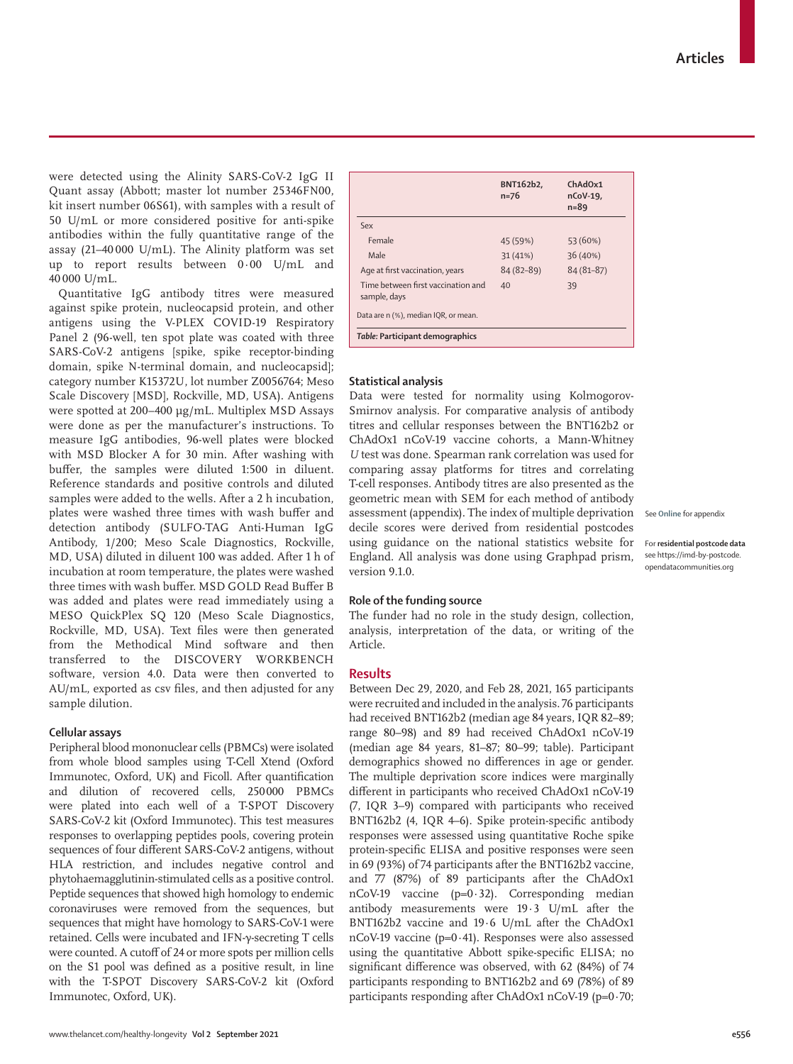were detected using the Alinity SARS-CoV-2 IgG II Quant assay (Abbott; master lot number 25346FN00, kit insert number 06S61), with samples with a result of 50 U/mL or more considered positive for anti-spike antibodies within the fully quantitative range of the assay (21–40 000 U/mL). The Alinity platform was set up to report results between 0·00 U/mL and 40 000 U/mL.

Quantitative IgG antibody titres were measured against spike protein, nucleocapsid protein, and other antigens using the V-PLEX COVID-19 Respiratory Panel 2 (96-well, ten spot plate was coated with three SARS-CoV-2 antigens [spike, spike receptor-binding domain, spike N-terminal domain, and nucleocapsid]; category number K15372U, lot number Z0056764; Meso Scale Discovery [MSD], Rockville, MD, USA). Antigens were spotted at 200–400 μg/mL. Multiplex MSD Assays were done as per the manufacturer's instructions. To measure IgG antibodies, 96-well plates were blocked with MSD Blocker A for 30 min. After washing with buffer, the samples were diluted 1:500 in diluent. Reference standards and positive controls and diluted samples were added to the wells. After a 2 h incubation, plates were washed three times with wash buffer and detection antibody (SULFO-TAG Anti-Human IgG Antibody, 1/200; Meso Scale Diagnostics, Rockville, MD, USA) diluted in diluent 100 was added. After 1 h of incubation at room temperature, the plates were washed three times with wash buffer. MSD GOLD Read Buffer B was added and plates were read immediately using a MESO QuickPlex SQ 120 (Meso Scale Diagnostics, Rockville, MD, USA). Text files were then generated from the Methodical Mind software and then transferred to the DISCOVERY WORKBENCH software, version 4.0. Data were then converted to AU/mL, exported as csv files, and then adjusted for any sample dilution.

### Cellular assays

Peripheral blood mononuclear cells (PBMCs) were isolated from whole blood samples using T-Cell Xtend (Oxford Immunotec, Oxford, UK) and Ficoll. After quantification and dilution of recovered cells, 250 000 PBMCs were plated into each well of a T-SPOT Discovery SARS-CoV-2 kit (Oxford Immunotec). This test measures responses to overlapping peptides pools, covering protein sequences of four different SARS-CoV-2 antigens, without HLA restriction, and includes negative control and phytohaemagglutinin-stimulated cells as a positive control. Peptide sequences that showed high homology to endemic coronaviruses were removed from the sequences, but sequences that might have homology to SARS-CoV-1 were retained. Cells were incubated and IFN-γ-secreting T cells were counted. A cutoff of 24 or more spots per million cells on the S1 pool was defined as a positive result, in line with the T-SPOT Discovery SARS-CoV-2 kit (Oxford Immunotec, Oxford, UK).

| | BNT162b2, n=76 | ChAdOx1 nCoV-19, n=89 |
|---|---|---|
| Sex | | |
| Female | 45 (59%) | 53 (60%) |
| Male | 31 (41%) | 36 (40%) |
| Age at first vaccination, years | 84 (82–89) | 84 (81–87) |
| Time between first vaccination and sample, days | 40 | 39 |

Data are n (%), median IQR, or mean.

*Table:* **Participant demographics**

### Statistical analysis

Data were tested for normality using Kolmogorov-Smirnov analysis. For comparative analysis of antibody titres and cellular responses between the BNT162b2 or ChAdOx1 nCoV-19 vaccine cohorts, a Mann-Whitney *U* test was done. Spearman rank correlation was used for comparing assay platforms for titres and correlating T-cell responses. Antibody titres are also presented as the geometric mean with SEM for each method of antibody assessment (appendix). The index of multiple deprivation decile scores were derived from residential postcodes using guidance on the national statistics website for England. All analysis was done using Graphpad prism, version 9.1.0.

See **Online** for appendix

For **residential postcode data** see https://imd-by-postcode.opendatacommunities.org

### Role of the funding source

The funder had no role in the study design, collection, analysis, interpretation of the data, or writing of the Article.

## Results

Between Dec 29, 2020, and Feb 28, 2021, 165 participants were recruited and included in the analysis. 76 participants had received BNT162b2 (median age 84 years, IQR 82–89; range 80–98) and 89 had received ChAdOx1 nCoV-19 (median age 84 years, 81–87; 80–99; table). Participant demographics showed no differences in age or gender. The multiple deprivation score indices were marginally different in participants who received ChAdOx1 nCoV-19 (7, IQR 3–9) compared with participants who received BNT162b2 (4, IQR 4–6). Spike protein-specific antibody responses were assessed using quantitative Roche spike protein-specific ELISA and positive responses were seen in 69 (93%) of 74 participants after the BNT162b2 vaccine, and 77 (87%) of 89 participants after the ChAdOx1 nCoV-19 vaccine (p=0·32). Corresponding median antibody measurements were 19·3 U/mL after the BNT162b2 vaccine and 19·6 U/mL after the ChAdOx1 nCoV-19 vaccine (p=0·41). Responses were also assessed using the quantitative Abbott spike-specific ELISA; no significant difference was observed, with 62 (84%) of 74 participants responding to BNT162b2 and 69 (78%) of 89 participants responding after ChAdOx1 nCoV-19 (p=0·70;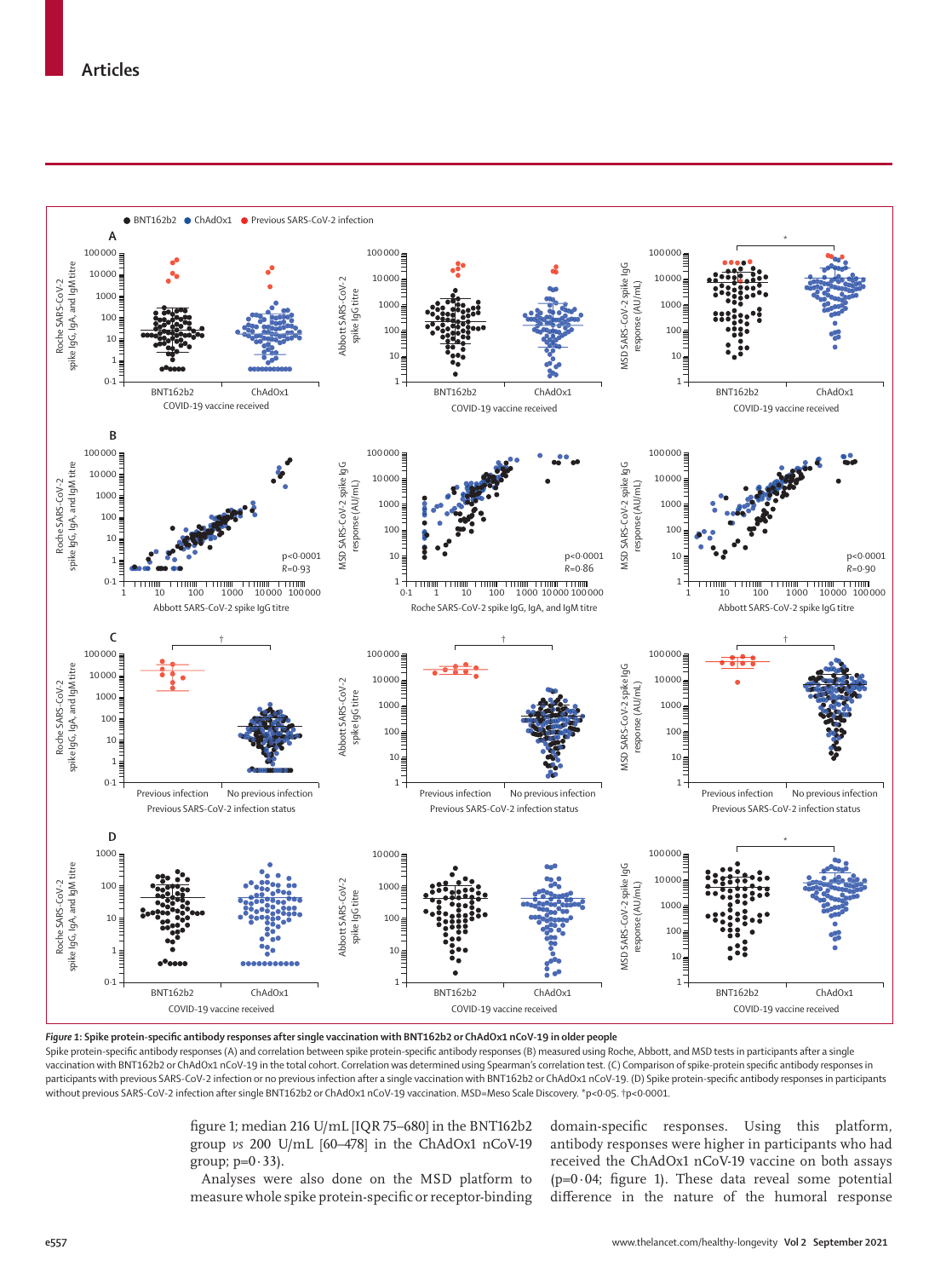*Figure 1:* **Spike protein-specific antibody responses after single vaccination with BNT162b2 or ChAdOx1 nCoV-19 in older people**

Spike protein-specific antibody responses (A) and correlation between spike protein-specific antibody responses (B) measured using Roche, Abbott, and MSD tests in participants after a single vaccination with BNT162b2 or ChAdOx1 nCoV-19 in the total cohort. Correlation was determined using Spearman's correlation test. (C) Comparison of spike-protein specific antibody responses in participants with previous SARS-CoV-2 infection or no previous infection after a single vaccination with BNT162b2 or ChAdOx1 nCoV-19. (D) Spike protein-specific antibody responses in participants without previous SARS-CoV-2 infection after single BNT162b2 or ChAdOx1 nCoV-19 vaccination. MSD=Meso Scale Discovery. \*p<0·05. †p<0·0001.

figure 1; median 216 U/mL [IQR 75–680] in the BNT162b2 group *vs* 200 U/mL [60–478] in the ChAdOx1 nCoV-19 group; p=0·33).

Analyses were also done on the MSD platform to measure whole spike protein-specific or receptor-binding domain-specific responses. Using this platform, antibody responses were higher in participants who had received the ChAdOx1 nCoV-19 vaccine on both assays (p=0·04; figure 1). These data reveal some potential difference in the nature of the humoral response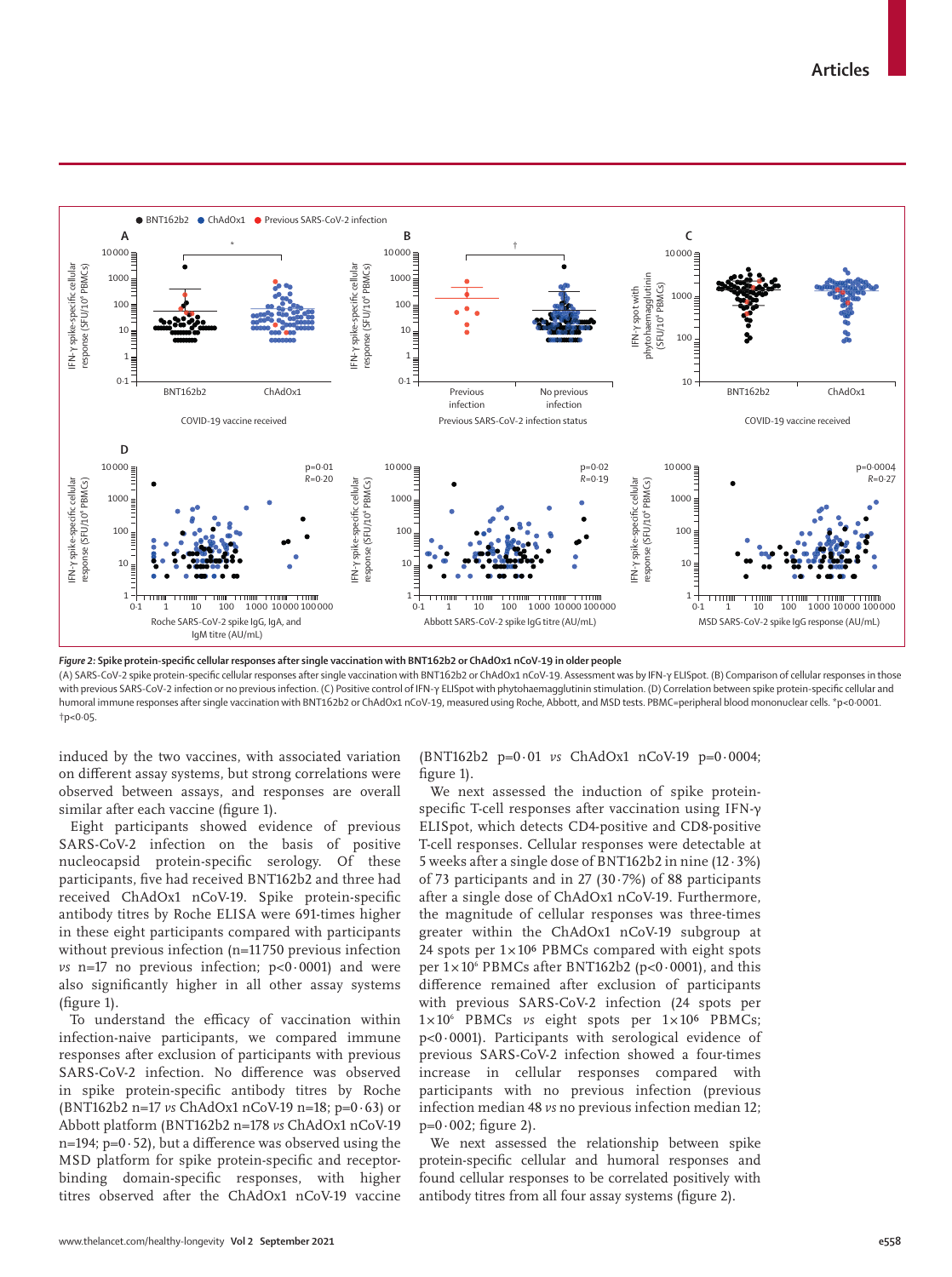**Figure 2: Spike protein-specific cellular responses after single vaccination with BNT162b2 or ChAdOx1 nCoV-19 in older people**

(A) SARS-CoV-2 spike protein-specific cellular responses after single vaccination with BNT162b2 or ChAdOx1 nCoV-19. Assessment was by IFN-γ ELISpot. (B) Comparison of cellular responses in those with previous SARS-CoV-2 infection or no previous infection. (C) Positive control of IFN-γ ELISpot with phytohaemagglutinin stimulation. (D) Correlation between spike protein-specific cellular and humoral immune responses after single vaccination with BNT162b2 or ChAdOx1 nCoV-19, measured using Roche, Abbott, and MSD tests. PBMC=peripheral blood mononuclear cells. *p<0·0001. †p<0·05.

induced by the two vaccines, with associated variation on different assay systems, but strong correlations were observed between assays, and responses are overall similar after each vaccine (figure 1).

Eight participants showed evidence of previous SARS-CoV-2 infection on the basis of positive nucleocapsid protein-specific serology. Of these participants, five had received BNT162b2 and three had received ChAdOx1 nCoV-19. Spike protein-specific antibody titres by Roche ELISA were 691-times higher in these eight participants compared with participants without previous infection (n=11750 previous infection *vs* n=17 no previous infection; p<0·0001) and were also significantly higher in all other assay systems (figure 1).

To understand the efficacy of vaccination within infection-naive participants, we compared immune responses after exclusion of participants with previous SARS-CoV-2 infection. No difference was observed in spike protein-specific antibody titres by Roche (BNT162b2 n=17 *vs* ChAdOx1 nCoV-19 n=18; p=0·63) or Abbott platform (BNT162b2 n=178 *vs* ChAdOx1 nCoV-19 n=194; p=0·52), but a difference was observed using the MSD platform for spike protein-specific and receptor-binding domain-specific responses, with higher titres observed after the ChAdOx1 nCoV-19 vaccine (BNT162b2 p=0·01 *vs* ChAdOx1 nCoV-19 p=0·0004; figure 1).

We next assessed the induction of spike protein-specific T-cell responses after vaccination using IFN-γ ELISpot, which detects CD4-positive and CD8-positive T-cell responses. Cellular responses were detectable at 5 weeks after a single dose of BNT162b2 in nine (12·3%) of 73 participants and in 27 (30·7%) of 88 participants after a single dose of ChAdOx1 nCoV-19. Furthermore, the magnitude of cellular responses was three-times greater within the ChAdOx1 nCoV-19 subgroup at 24 spots per $1\times10^6$ PBMCs compared with eight spots per $1\times10^6$ PBMCs after BNT162b2 (p<0·0001), and this difference remained after exclusion of participants with previous SARS-CoV-2 infection (24 spots per $1\times10^6$ PBMCs *vs* eight spots per $1\times10^6$ PBMCs; p<0·0001). Participants with serological evidence of previous SARS-CoV-2 infection showed a four-times increase in cellular responses compared with participants with no previous infection (previous infection median 48 *vs* no previous infection median 12; p=0·002; figure 2).

We next assessed the relationship between spike protein-specific cellular and humoral responses and found cellular responses to be correlated positively with antibody titres from all four assay systems (figure 2).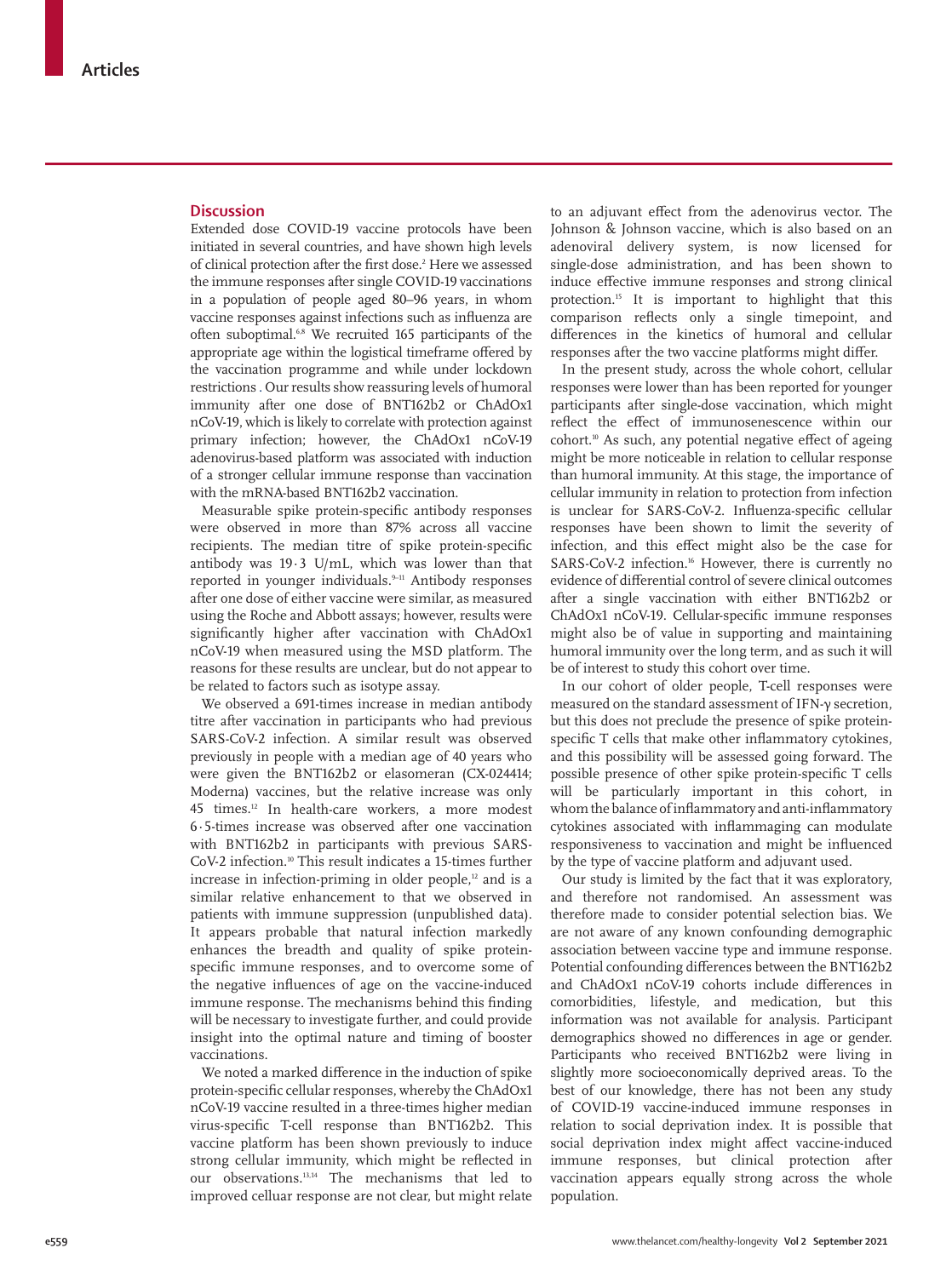## Discussion

Extended dose COVID-19 vaccine protocols have been initiated in several countries, and have shown high levels of clinical protection after the first dose.[2] Here we assessed the immune responses after single COVID-19 vaccinations in a population of people aged 80–96 years, in whom vaccine responses against infections such as influenza are often suboptimal.[6,8] We recruited 165 participants of the appropriate age within the logistical timeframe offered by the vaccination programme and while under lockdown restrictions . Our results show reassuring levels of humoral immunity after one dose of BNT162b2 or ChAdOx1 nCoV-19, which is likely to correlate with protection against primary infection; however, the ChAdOx1 nCoV-19 adenovirus-based platform was associated with induction of a stronger cellular immune response than vaccination with the mRNA-based BNT162b2 vaccination.

Measurable spike protein-specific antibody responses were observed in more than 87% across all vaccine recipients. The median titre of spike protein-specific antibody was 19·3 U/mL, which was lower than that reported in younger individuals.[9–11] Antibody responses after one dose of either vaccine were similar, as measured using the Roche and Abbott assays; however, results were significantly higher after vaccination with ChAdOx1 nCoV-19 when measured using the MSD platform. The reasons for these results are unclear, but do not appear to be related to factors such as isotype assay.

We observed a 691-times increase in median antibody titre after vaccination in participants who had previous SARS-CoV-2 infection. A similar result was observed previously in people with a median age of 40 years who were given the BNT162b2 or elasomeran (CX-024414; Moderna) vaccines, but the relative increase was only 45 times.[12] In health-care workers, a more modest 6·5-times increase was observed after one vaccination with BNT162b2 in participants with previous SARS-CoV-2 infection.[10] This result indicates a 15-times further increase in infection-priming in older people,[12] and is a similar relative enhancement to that we observed in patients with immune suppression (unpublished data). It appears probable that natural infection markedly enhances the breadth and quality of spike protein-specific immune responses, and to overcome some of the negative influences of age on the vaccine-induced immune response. The mechanisms behind this finding will be necessary to investigate further, and could provide insight into the optimal nature and timing of booster vaccinations.

We noted a marked difference in the induction of spike protein-specific cellular responses, whereby the ChAdOx1 nCoV-19 vaccine resulted in a three-times higher median virus-specific T-cell response than BNT162b2. This vaccine platform has been shown previously to induce strong cellular immunity, which might be reflected in our observations.[13,14] The mechanisms that led to improved celluar response are not clear, but might relate to an adjuvant effect from the adenovirus vector. The Johnson & Johnson vaccine, which is also based on an adenoviral delivery system, is now licensed for single-dose administration, and has been shown to induce effective immune responses and strong clinical protection.[15] It is important to highlight that this comparison reflects only a single timepoint, and differences in the kinetics of humoral and cellular responses after the two vaccine platforms might differ.

In the present study, across the whole cohort, cellular responses were lower than has been reported for younger participants after single-dose vaccination, which might reflect the effect of immunosenescence within our cohort.[10] As such, any potential negative effect of ageing might be more noticeable in relation to cellular response than humoral immunity. At this stage, the importance of cellular immunity in relation to protection from infection is unclear for SARS-CoV-2. Influenza-specific cellular responses have been shown to limit the severity of infection, and this effect might also be the case for SARS-CoV-2 infection.[16] However, there is currently no evidence of differential control of severe clinical outcomes after a single vaccination with either BNT162b2 or ChAdOx1 nCoV-19. Cellular-specific immune responses might also be of value in supporting and maintaining humoral immunity over the long term, and as such it will be of interest to study this cohort over time.

In our cohort of older people, T-cell responses were measured on the standard assessment of IFN-γ secretion, but this does not preclude the presence of spike protein-specific T cells that make other inflammatory cytokines, and this possibility will be assessed going forward. The possible presence of other spike protein-specific T cells will be particularly important in this cohort, in whom the balance of inflammatory and anti-inflammatory cytokines associated with inflammaging can modulate responsiveness to vaccination and might be influenced by the type of vaccine platform and adjuvant used.

Our study is limited by the fact that it was exploratory, and therefore not randomised. An assessment was therefore made to consider potential selection bias. We are not aware of any known confounding demographic association between vaccine type and immune response. Potential confounding differences between the BNT162b2 and ChAdOx1 nCoV-19 cohorts include differences in comorbidities, lifestyle, and medication, but this information was not available for analysis. Participant demographics showed no differences in age or gender. Participants who received BNT162b2 were living in slightly more socioeconomically deprived areas. To the best of our knowledge, there has not been any study of COVID-19 vaccine-induced immune responses in relation to social deprivation index. It is possible that social deprivation index might affect vaccine-induced immune responses, but clinical protection after vaccination appears equally strong across the whole population.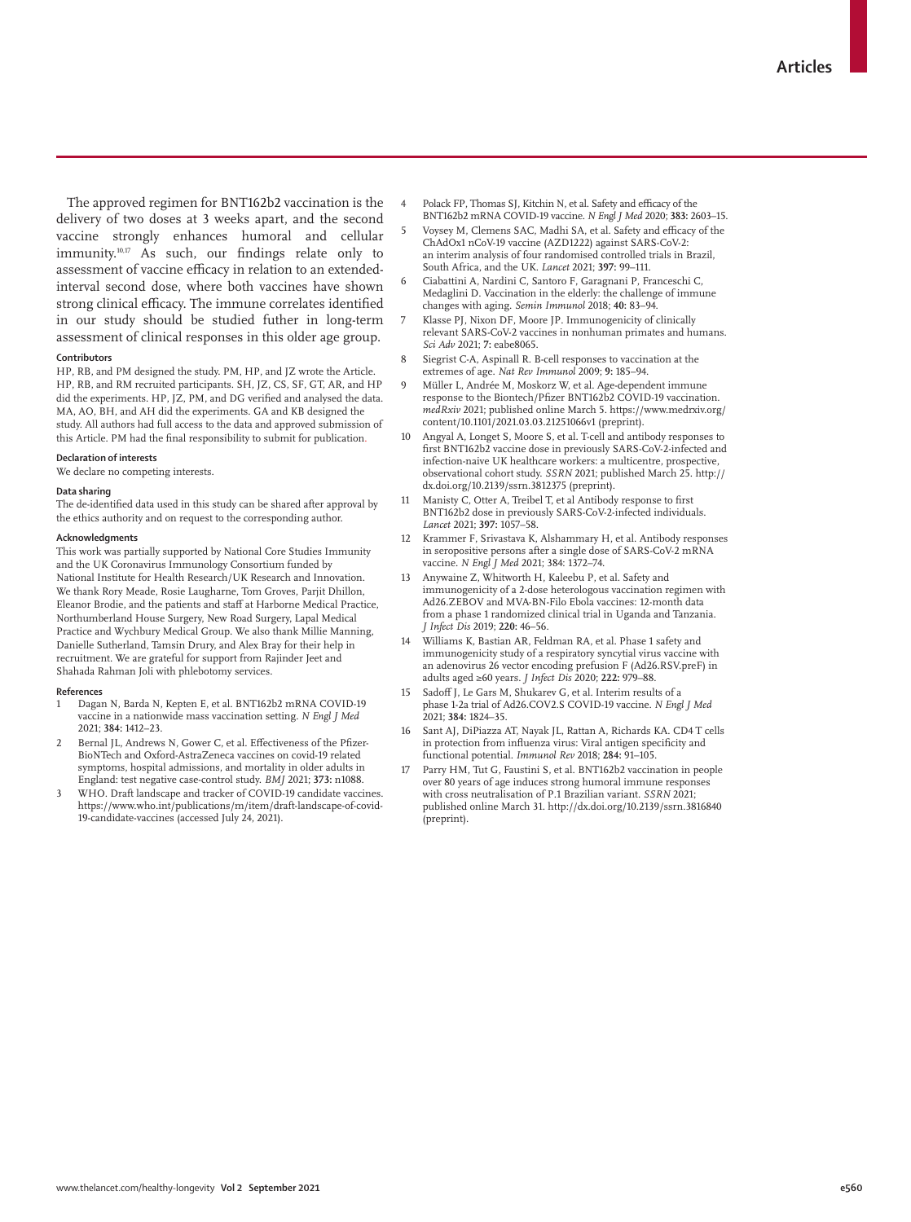The approved regimen for BNT162b2 vaccination is the delivery of two doses at 3 weeks apart, and the second vaccine strongly enhances humoral and cellular immunity.[10,17] As such, our findings relate only to assessment of vaccine efficacy in relation to an extended-interval second dose, where both vaccines have shown strong clinical efficacy. The immune correlates identified in our study should be studied futher in long-term assessment of clinical responses in this older age group.

#### Contributors

HP, RB, and PM designed the study. PM, HP, and JZ wrote the Article. HP, RB, and RM recruited participants. SH, JZ, CS, SF, GT, AR, and HP did the experiments. HP, JZ, PM, and DG verified and analysed the data. MA, AO, BH, and AH did the experiments. GA and KB designed the study. All authors had full access to the data and approved submission of this Article. PM had the final responsibility to submit for publication.

#### Declaration of interests

We declare no competing interests.

#### Data sharing

The de-identified data used in this study can be shared after approval by the ethics authority and on request to the corresponding author.

#### Acknowledgments

This work was partially supported by National Core Studies Immunity and the UK Coronavirus Immunology Consortium funded by National Institute for Health Research/UK Research and Innovation. We thank Rory Meade, Rosie Laugharne, Tom Groves, Parjit Dhillon, Eleanor Brodie, and the patients and staff at Harborne Medical Practice, Northumberland House Surgery, New Road Surgery, Lapal Medical Practice and Wychbury Medical Group. We also thank Millie Manning, Danielle Sutherland, Tamsin Drury, and Alex Bray for their help in recruitment. We are grateful for support from Rajinder Jeet and Shahada Rahman Joli with phlebotomy services.

#### References

1. Dagan N, Barda N, Kepten E, et al. BNT162b2 mRNA COVID-19 vaccine in a nationwide mass vaccination setting. *N Engl J Med* 2021; **384:** 1412–23.
2. Bernal JL, Andrews N, Gower C, et al. Effectiveness of the Pfizer-BioNTech and Oxford-AstraZeneca vaccines on covid-19 related symptoms, hospital admissions, and mortality in older adults in England: test negative case-control study. *BMJ* 2021; **373:** n1088.
3. WHO. Draft landscape and tracker of COVID-19 candidate vaccines. https://www.who.int/publications/m/item/draft-landscape-of-covid-19-candidate-vaccines (accessed July 24, 2021).
4. Polack FP, Thomas SJ, Kitchin N, et al. Safety and efficacy of the BNT162b2 mRNA COVID-19 vaccine. *N Engl J Med* 2020; **383:** 2603–15.
5. Voysey M, Clemens SAC, Madhi SA, et al. Safety and efficacy of the ChAdOx1 nCoV-19 vaccine (AZD1222) against SARS-CoV-2: an interim analysis of four randomised controlled trials in Brazil, South Africa, and the UK. *Lancet* 2021; **397:** 99–111.
6. Ciabattini A, Nardini C, Santoro F, Garagnani P, Franceschi C, Medaglini D. Vaccination in the elderly: the challenge of immune changes with aging. *Semin Immunol* 2018; **40:** 83–94.
7. Klasse PJ, Nixon DF, Moore JP. Immunogenicity of clinically relevant SARS-CoV-2 vaccines in nonhuman primates and humans. *Sci Adv* 2021; **7:** eabe8065.
8. Siegrist C-A, Aspinall R. B-cell responses to vaccination at the extremes of age. *Nat Rev Immunol* 2009; **9:** 185–94.
9. Müller L, Andrée M, Moskorz W, et al. Age-dependent immune response to the Biontech/Pfizer BNT162b2 COVID-19 vaccination. *medRxiv* 2021; published online March 5. https://www.medrxiv.org/content/10.1101/2021.03.03.21251066v1 (preprint).
10. Angyal A, Longet S, Moore S, et al. T-cell and antibody responses to first BNT162b2 vaccine dose in previously SARS-CoV-2-infected and infection-naive UK healthcare workers: a multicentre, prospective, observational cohort study. *SSRN* 2021; published March 25. http://dx.doi.org/10.2139/ssrn.3812375 (preprint).
11. Manisty C, Otter A, Treibel T, et al Antibody response to first BNT162b2 dose in previously SARS-CoV-2-infected individuals. *Lancet* 2021; **397:** 1057–58.
12. Krammer F, Srivastava K, Alshammary H, et al. Antibody responses in seropositive persons after a single dose of SARS-CoV-2 mRNA vaccine. *N Engl J Med* 2021; 384: 1372–74.
13. Anywaine Z, Whitworth H, Kaleebu P, et al. Safety and immunogenicity of a 2-dose heterologous vaccination regimen with Ad26.ZEBOV and MVA-BN-Filo Ebola vaccines: 12-month data from a phase 1 randomized clinical trial in Uganda and Tanzania. *J Infect Dis* 2019; **220:** 46–56.
14. Williams K, Bastian AR, Feldman RA, et al. Phase 1 safety and immunogenicity study of a respiratory syncytial virus vaccine with an adenovirus 26 vector encoding prefusion F (Ad26.RSV.preF) in adults aged ≥60 years. *J Infect Dis* 2020; **222:** 979–88.
15. Sadoff J, Le Gars M, Shukarev G, et al. Interim results of a phase 1-2a trial of Ad26.COV2.S COVID-19 vaccine. *N Engl J Med* 2021; **384:** 1824–35.
16. Sant AJ, DiPiazza AT, Nayak JL, Rattan A, Richards KA. CD4 T cells in protection from influenza virus: Viral antigen specificity and functional potential. *Immunol Rev* 2018; **284:** 91–105.
17. Parry HM, Tut G, Faustini S, et al. BNT162b2 vaccination in people over 80 years of age induces strong humoral immune responses with cross neutralisation of P.1 Brazilian variant. *SSRN* 2021; published online March 31. http://dx.doi.org/10.2139/ssrn.3816840 (preprint).